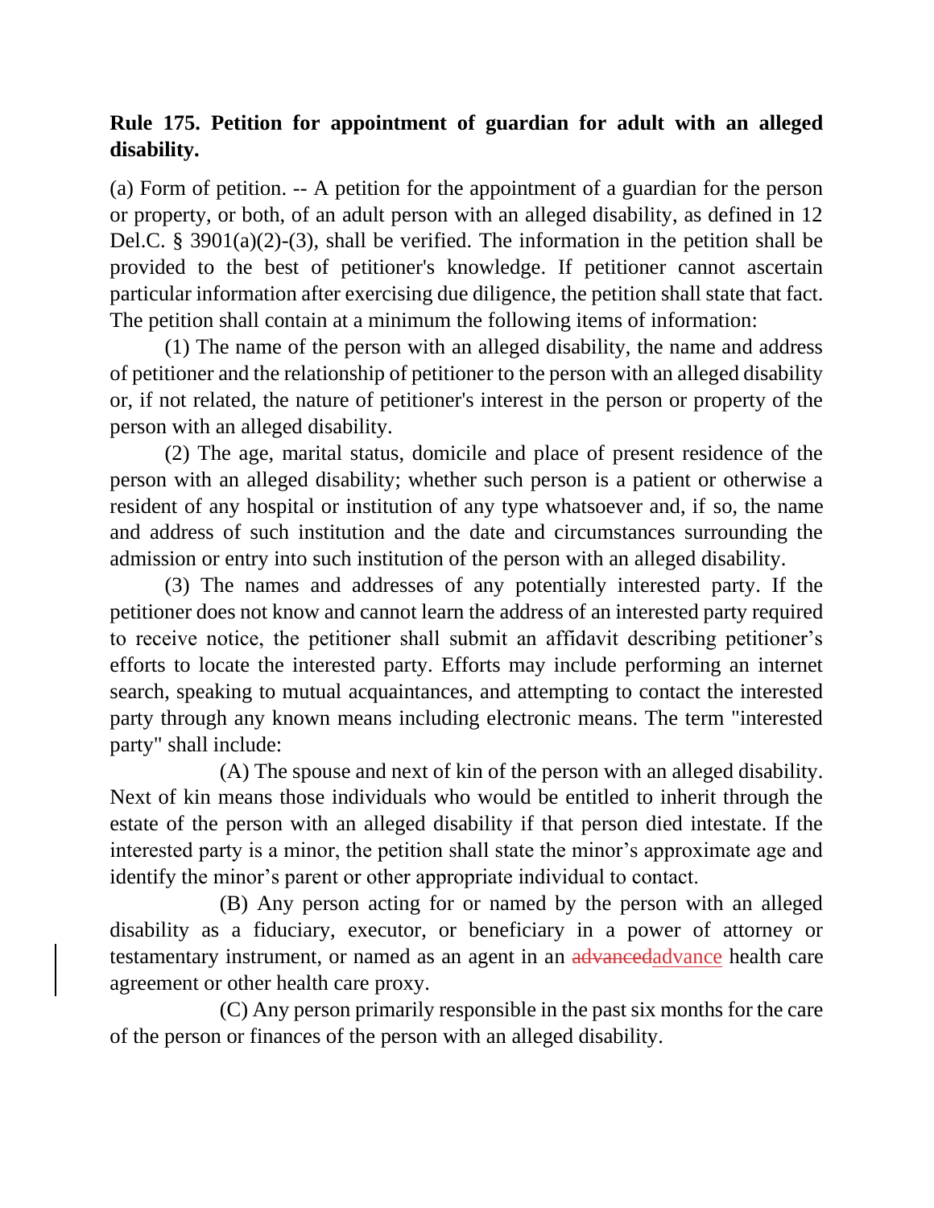**Rule 175. Petition for appointment of guardian for adult with an alleged disability.**

(a) Form of petition. -- A petition for the appointment of a guardian for the person or property, or both, of an adult person with an alleged disability, as defined in 12 Del.C. § 3901(a)(2)-(3), shall be verified. The information in the petition shall be provided to the best of petitioner's knowledge. If petitioner cannot ascertain particular information after exercising due diligence, the petition shall state that fact. The petition shall contain at a minimum the following items of information:

(1) The name of the person with an alleged disability, the name and address of petitioner and the relationship of petitioner to the person with an alleged disability or, if not related, the nature of petitioner's interest in the person or property of the person with an alleged disability.

(2) The age, marital status, domicile and place of present residence of the person with an alleged disability; whether such person is a patient or otherwise a resident of any hospital or institution of any type whatsoever and, if so, the name and address of such institution and the date and circumstances surrounding the admission or entry into such institution of the person with an alleged disability.

(3) The names and addresses of any potentially interested party. If the petitioner does not know and cannot learn the address of an interested party required to receive notice, the petitioner shall submit an affidavit describing petitioner's efforts to locate the interested party. Efforts may include performing an internet search, speaking to mutual acquaintances, and attempting to contact the interested party through any known means including electronic means. The term "interested party" shall include:

(A) The spouse and next of kin of the person with an alleged disability. Next of kin means those individuals who would be entitled to inherit through the estate of the person with an alleged disability if that person died intestate. If the interested party is a minor, the petition shall state the minor's approximate age and identify the minor's parent or other appropriate individual to contact.

(B) Any person acting for or named by the person with an alleged disability as a fiduciary, executor, or beneficiary in a power of attorney or testamentary instrument, or named as an agent in an ~~advanced~~advance health care agreement or other health care proxy.

(C) Any person primarily responsible in the past six months for the care of the person or finances of the person with an alleged disability.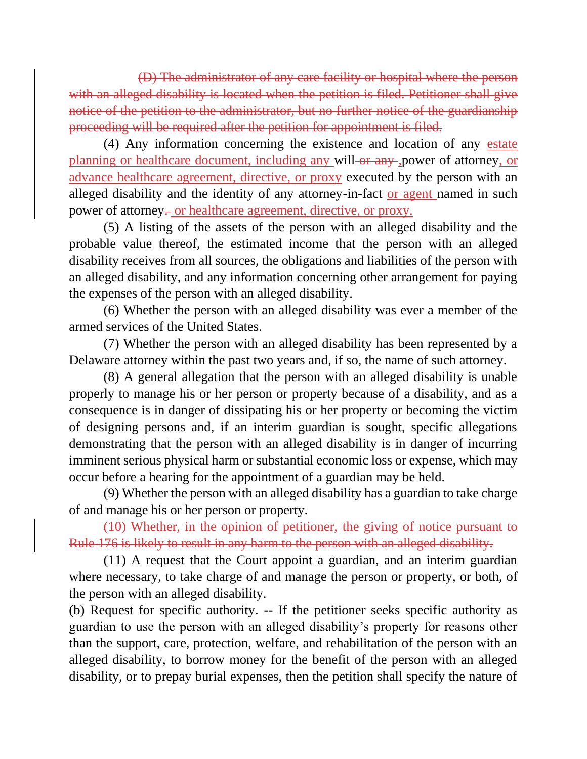~~(D) The administrator of any care facility or hospital where the person with an alleged disability is located when the petition is filed. Petitioner shall give notice of the petition to the administrator, but no further notice of the guardianship proceeding will be required after the petition for appointment is filed.~~

(4) Any information concerning the existence and location of any <u>estate planning or healthcare document, including any</u> will ~~or any~~ <u>,</u>power of attorney<u>, or advance healthcare agreement, directive, or proxy</u> executed by the person with an alleged disability and the identity of any attorney-in-fact <u>or agent</u> named in such power of attorney~~.~~ <u>or healthcare agreement, directive, or proxy.</u>

(5) A listing of the assets of the person with an alleged disability and the probable value thereof, the estimated income that the person with an alleged disability receives from all sources, the obligations and liabilities of the person with an alleged disability, and any information concerning other arrangement for paying the expenses of the person with an alleged disability.

(6) Whether the person with an alleged disability was ever a member of the armed services of the United States.

(7) Whether the person with an alleged disability has been represented by a Delaware attorney within the past two years and, if so, the name of such attorney.

(8) A general allegation that the person with an alleged disability is unable properly to manage his or her person or property because of a disability, and as a consequence is in danger of dissipating his or her property or becoming the victim of designing persons and, if an interim guardian is sought, specific allegations demonstrating that the person with an alleged disability is in danger of incurring imminent serious physical harm or substantial economic loss or expense, which may occur before a hearing for the appointment of a guardian may be held.

(9) Whether the person with an alleged disability has a guardian to take charge of and manage his or her person or property.

~~(10) Whether, in the opinion of petitioner, the giving of notice pursuant to Rule 176 is likely to result in any harm to the person with an alleged disability.~~

(11) A request that the Court appoint a guardian, and an interim guardian where necessary, to take charge of and manage the person or property, or both, of the person with an alleged disability.

(b) Request for specific authority. -- If the petitioner seeks specific authority as guardian to use the person with an alleged disability's property for reasons other than the support, care, protection, welfare, and rehabilitation of the person with an alleged disability, to borrow money for the benefit of the person with an alleged disability, or to prepay burial expenses, then the petition shall specify the nature of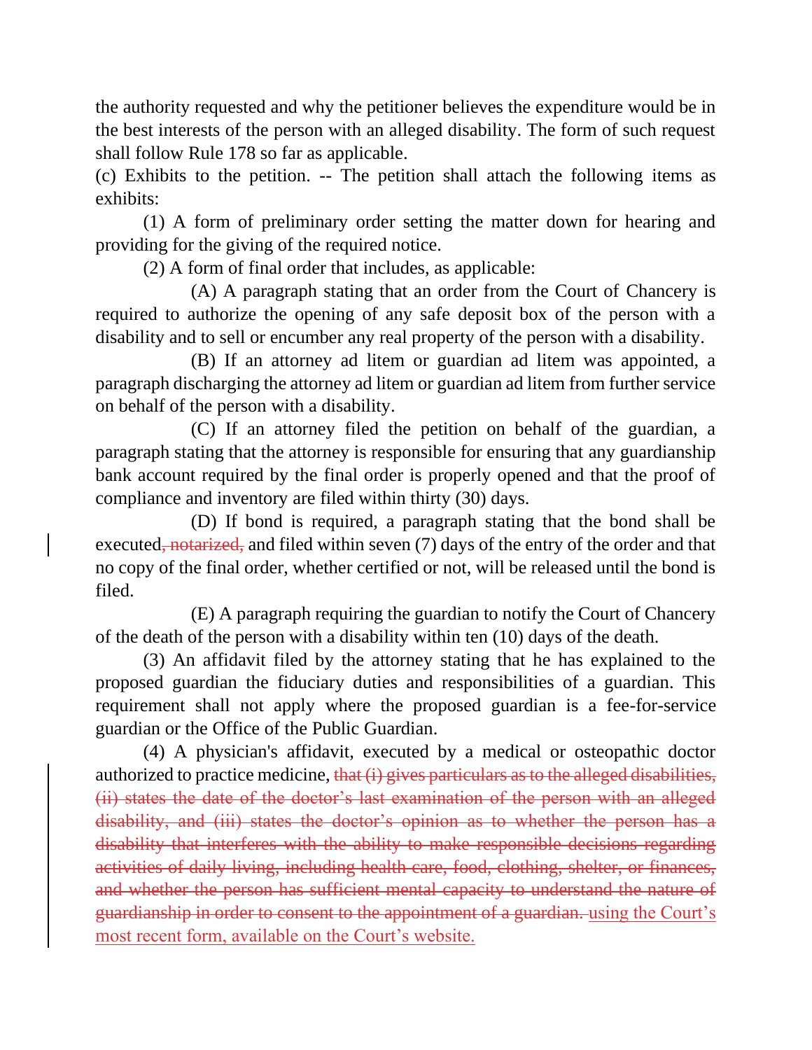the authority requested and why the petitioner believes the expenditure would be in the best interests of the person with an alleged disability. The form of such request shall follow Rule 178 so far as applicable.

(c) Exhibits to the petition. -- The petition shall attach the following items as exhibits:

(1) A form of preliminary order setting the matter down for hearing and providing for the giving of the required notice.

(2) A form of final order that includes, as applicable:

(A) A paragraph stating that an order from the Court of Chancery is required to authorize the opening of any safe deposit box of the person with a disability and to sell or encumber any real property of the person with a disability.

(B) If an attorney ad litem or guardian ad litem was appointed, a paragraph discharging the attorney ad litem or guardian ad litem from further service on behalf of the person with a disability.

(C) If an attorney filed the petition on behalf of the guardian, a paragraph stating that the attorney is responsible for ensuring that any guardianship bank account required by the final order is properly opened and that the proof of compliance and inventory are filed within thirty (30) days.

(D) If bond is required, a paragraph stating that the bond shall be executed~~, notarized,~~ and filed within seven (7) days of the entry of the order and that no copy of the final order, whether certified or not, will be released until the bond is filed.

(E) A paragraph requiring the guardian to notify the Court of Chancery of the death of the person with a disability within ten (10) days of the death.

(3) An affidavit filed by the attorney stating that he has explained to the proposed guardian the fiduciary duties and responsibilities of a guardian. This requirement shall not apply where the proposed guardian is a fee-for-service guardian or the Office of the Public Guardian.

(4) A physician's affidavit, executed by a medical or osteopathic doctor authorized to practice medicine, ~~that (i) gives particulars as to the alleged disabilities, (ii) states the date of the doctor's last examination of the person with an alleged disability, and (iii) states the doctor's opinion as to whether the person has a disability that interferes with the ability to make responsible decisions regarding activities of daily living, including health care, food, clothing, shelter, or finances, and whether the person has sufficient mental capacity to understand the nature of guardianship in order to consent to the appointment of a guardian.~~ <u>using the Court's most recent form, available on the Court's website.</u>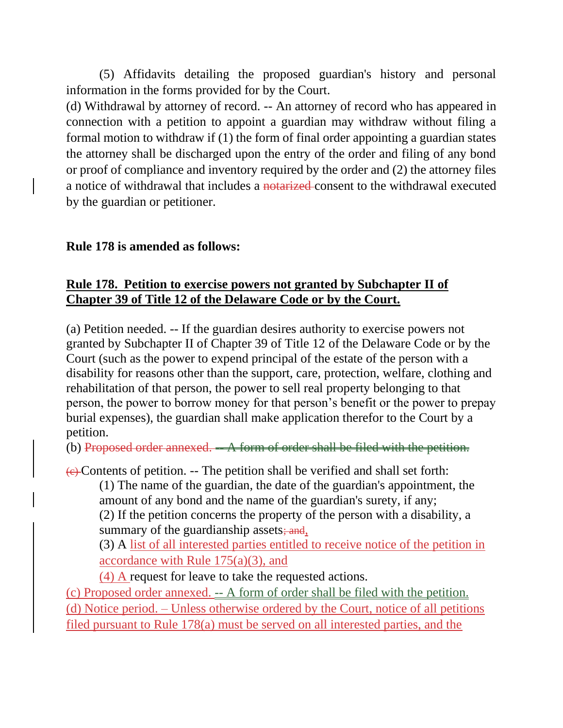(5) Affidavits detailing the proposed guardian's history and personal information in the forms provided for by the Court.

(d) Withdrawal by attorney of record. -- An attorney of record who has appeared in connection with a petition to appoint a guardian may withdraw without filing a formal motion to withdraw if (1) the form of final order appointing a guardian states the attorney shall be discharged upon the entry of the order and filing of any bond or proof of compliance and inventory required by the order and (2) the attorney files a notice of withdrawal that includes a ~~notarized~~ consent to the withdrawal executed by the guardian or petitioner.

**Rule 178 is amended as follows:**

**<u>Rule 178. Petition to exercise powers not granted by Subchapter II of Chapter 39 of Title 12 of the Delaware Code or by the Court.</u>**

(a) Petition needed. -- If the guardian desires authority to exercise powers not granted by Subchapter II of Chapter 39 of Title 12 of the Delaware Code or by the Court (such as the power to expend principal of the estate of the person with a disability for reasons other than the support, care, protection, welfare, clothing and rehabilitation of that person, the power to sell real property belonging to that person, the power to borrow money for that person's benefit or the power to prepay burial expenses), the guardian shall make application therefor to the Court by a petition.

(b) ~~Proposed order annexed. -- A form of order shall be filed with the petition.~~

~~(c)~~ Contents of petition. -- The petition shall be verified and shall set forth:

(1) The name of the guardian, the date of the guardian's appointment, the amount of any bond and the name of the guardian's surety, if any;

(2) If the petition concerns the property of the person with a disability, a summary of the guardianship assets~~; and~~,

(3) A <u>list of all interested parties entitled to receive notice of the petition in accordance with Rule 175(a)(3), and</u>

<u>(4) A</u> request for leave to take the requested actions.

<u>(c) Proposed order annexed. -- A form of order shall be filed with the petition.</u>

<u>(d) Notice period. – Unless otherwise ordered by the Court, notice of all petitions filed pursuant to Rule 178(a) must be served on all interested parties, and the</u>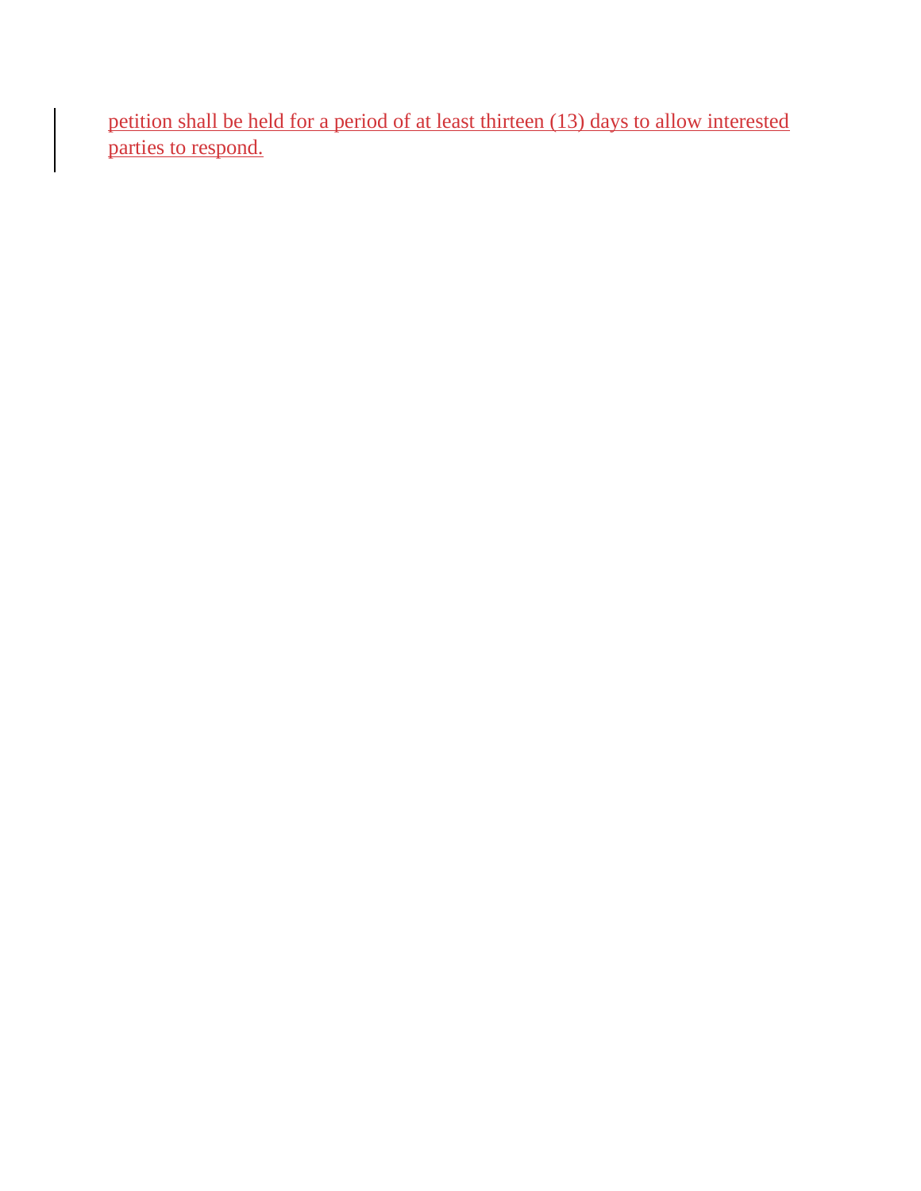petition shall be held for a period of at least thirteen (13) days to allow interested parties to respond.